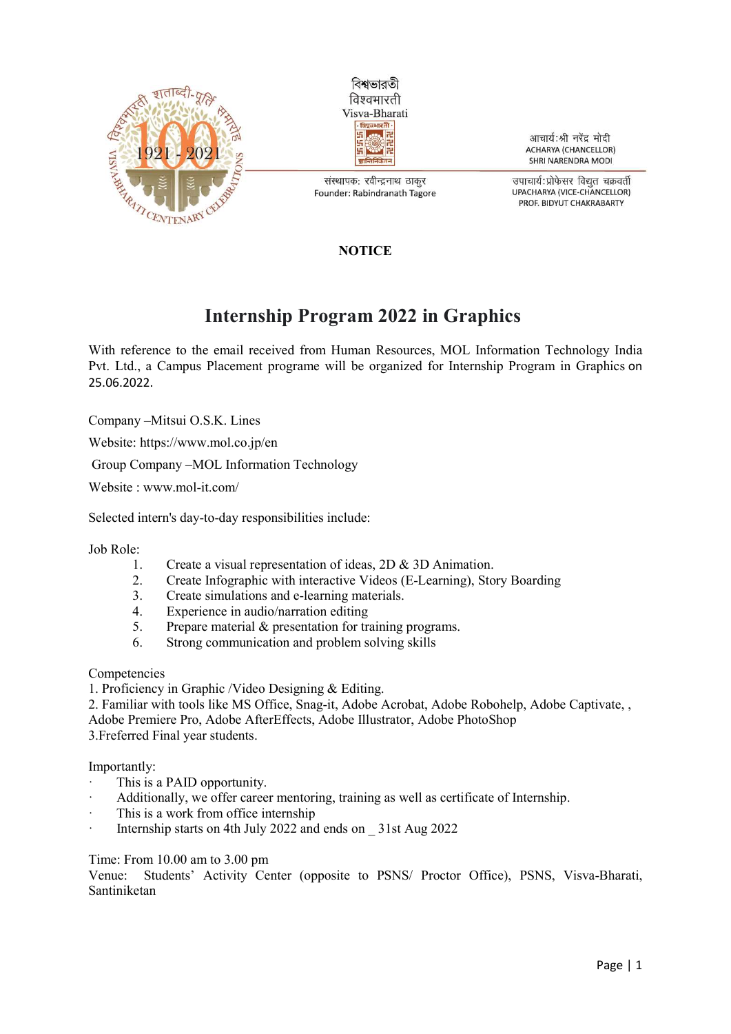বিশ্বভারতী
विश्वभारती
Visva-Bharati

आचार्य:श्री नरेंद्र मोदी
ACHARYA (CHANCELLOR)
SHRI NARENDRA MODI

संस्थापक: रवीन्द्रनाथ ठाकुर
Founder: Rabindranath Tagore

उपाचार्य:प्रोफेसर विद्युत चक्रवर्ती
UPACHARYA (VICE-CHANCELLOR)
PROF. BIDYUT CHAKRABARTY

**NOTICE**

# Internship Program 2022 in Graphics

With reference to the email received from Human Resources, MOL Information Technology India Pvt. Ltd., a Campus Placement programe will be organized for Internship Program in Graphics on 25.06.2022.

Company –Mitsui O.S.K. Lines

Website: https://www.mol.co.jp/en

Group Company –MOL Information Technology

Website : www.mol-it.com/

Selected intern's day-to-day responsibilities include:

Job Role:

1. Create a visual representation of ideas, 2D & 3D Animation.
2. Create Infographic with interactive Videos (E-Learning), Story Boarding
3. Create simulations and e-learning materials.
4. Experience in audio/narration editing
5. Prepare material & presentation for training programs.
6. Strong communication and problem solving skills

Competencies

1. Proficiency in Graphic /Video Designing & Editing.
2. Familiar with tools like MS Office, Snag-it, Adobe Acrobat, Adobe Robohelp, Adobe Captivate, , Adobe Premiere Pro, Adobe AfterEffects, Adobe Illustrator, Adobe PhotoShop
3. Freferred Final year students.

Importantly:

- This is a PAID opportunity.
- Additionally, we offer career mentoring, training as well as certificate of Internship.
- This is a work from office internship
- Internship starts on 4th July 2022 and ends on _ 31st Aug 2022

Time: From 10.00 am to 3.00 pm

Venue: Students' Activity Center (opposite to PSNS/ Proctor Office), PSNS, Visva-Bharati, Santiniketan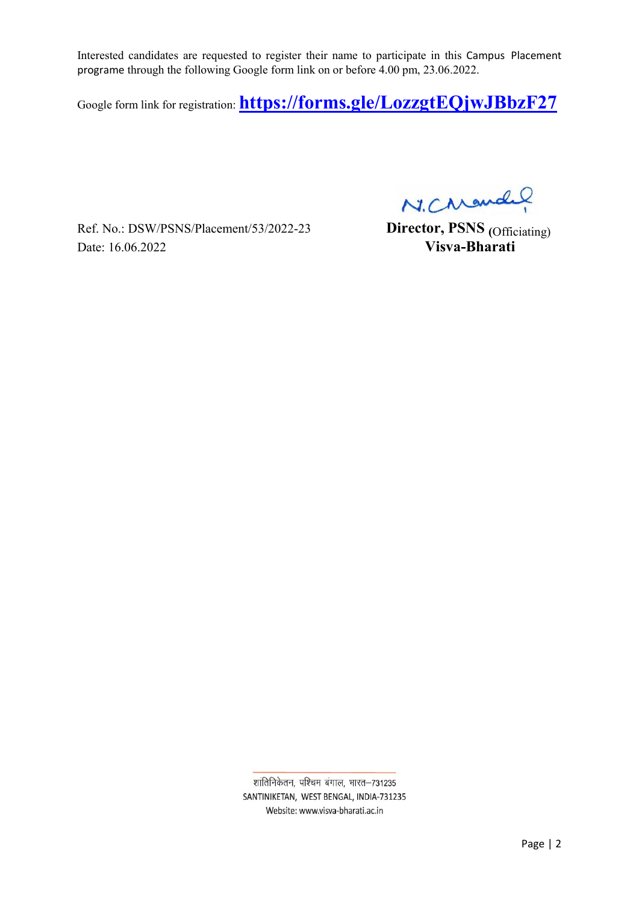Interested candidates are requested to register their name to participate in this Campus Placement programe through the following Google form link on or before 4.00 pm, 23.06.2022.

Google form link for registration: **https://forms.gle/LozzgtEQjwJBbzF27**

N.C.Mandal

Ref. No.: DSW/PSNS/Placement/53/2022-23

Date: 16.06.2022

**Director, PSNS** (Officiating)
**Visva-Bharati**

शांतिनिकेतन, पश्चिम बंगाल, भारत–731235
SANTINIKETAN, WEST BENGAL, INDIA-731235
Website: www.visva-bharati.ac.in